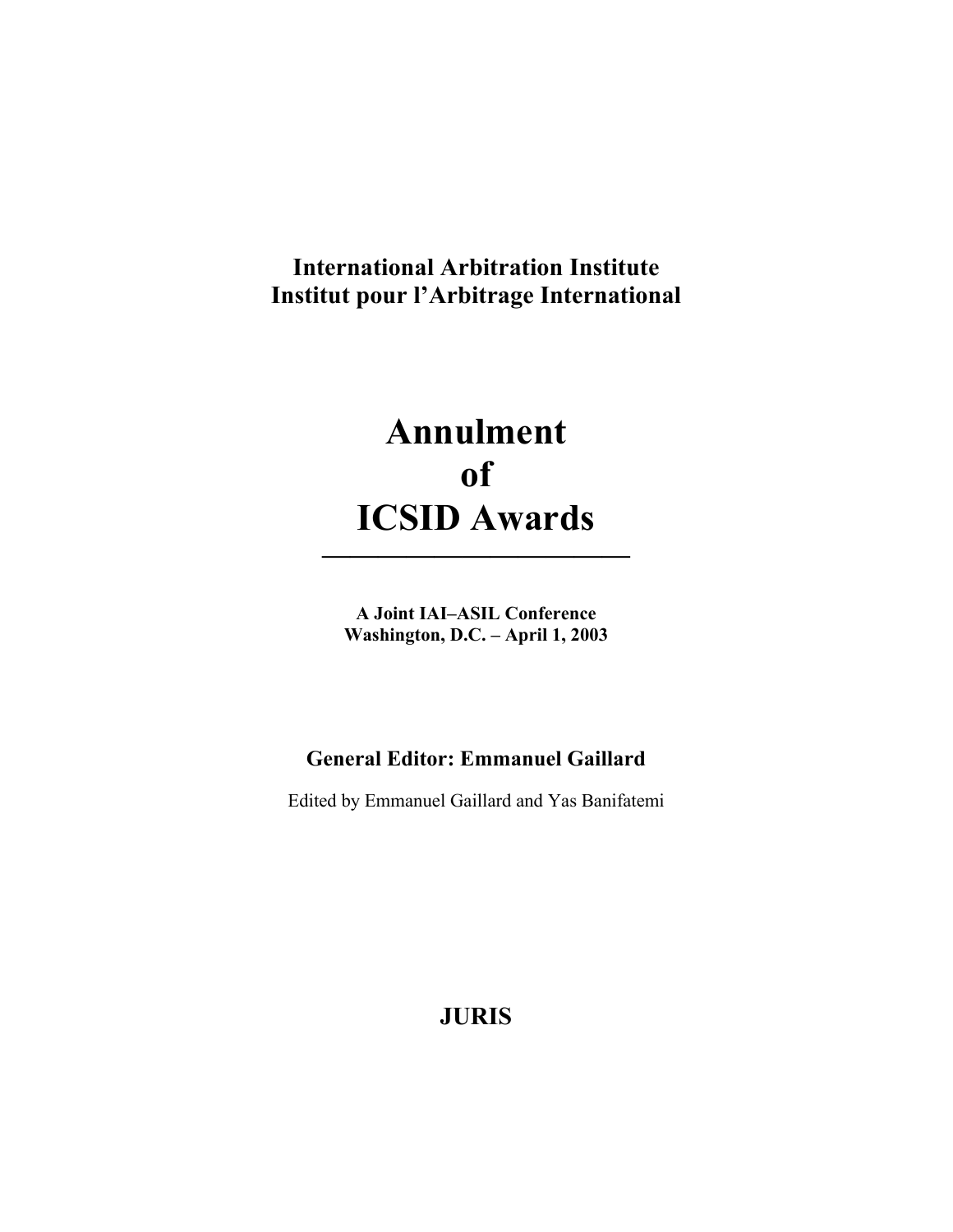**International Arbitration Institute**
**Institut pour l'Arbitrage International**

# Annulment of ICSID Awards

---

**A Joint IAI–ASIL Conference**
**Washington, D.C. – April 1, 2003**

**General Editor: Emmanuel Gaillard**

Edited by Emmanuel Gaillard and Yas Banifatemi

**JURIS**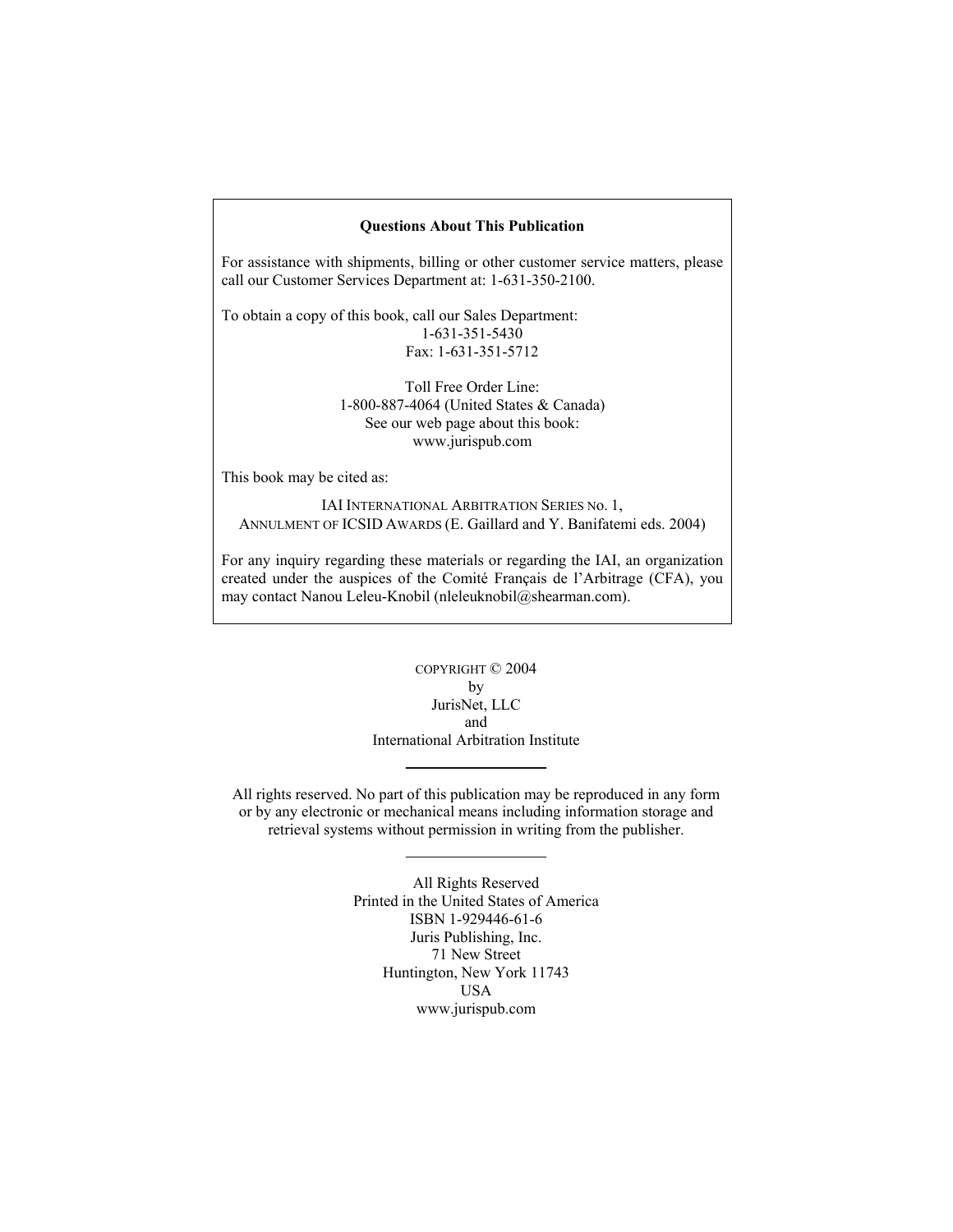**Questions About This Publication**

For assistance with shipments, billing or other customer service matters, please call our Customer Services Department at: 1-631-350-2100.

To obtain a copy of this book, call our Sales Department:
1-631-351-5430
Fax: 1-631-351-5712

Toll Free Order Line:
1-800-887-4064 (United States & Canada)
See our web page about this book:
www.jurispub.com

This book may be cited as:

IAI INTERNATIONAL ARBITRATION SERIES NO. 1,
ANNULMENT OF ICSID AWARDS (E. Gaillard and Y. Banifatemi eds. 2004)

For any inquiry regarding these materials or regarding the IAI, an organization created under the auspices of the Comité Français de l'Arbitrage (CFA), you may contact Nanou Leleu-Knobil (nleleuknobil@shearman.com).

COPYRIGHT © 2004
by
JurisNet, LLC
and
International Arbitration Institute

---

All rights reserved. No part of this publication may be reproduced in any form or by any electronic or mechanical means including information storage and retrieval systems without permission in writing from the publisher.

---

All Rights Reserved
Printed in the United States of America
ISBN 1-929446-61-6
Juris Publishing, Inc.
71 New Street
Huntington, New York 11743
USA
www.jurispub.com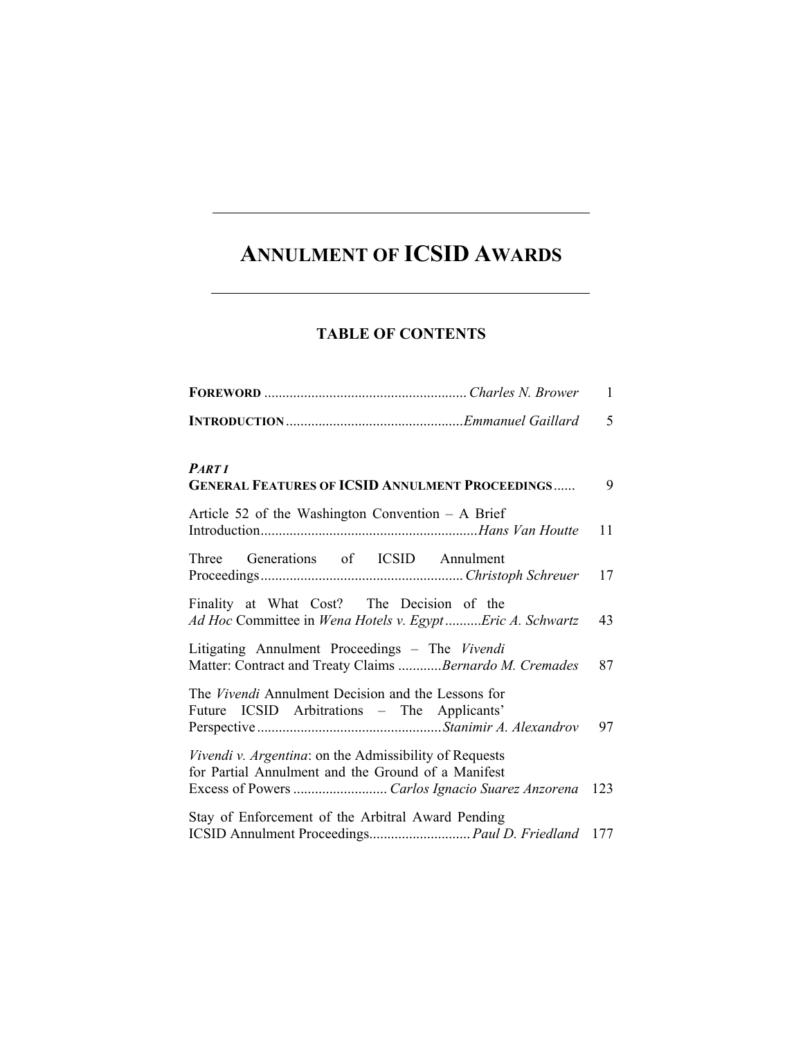# ANNULMENT OF ICSID AWARDS

## TABLE OF CONTENTS

**FOREWORD** ........................................................ *Charles N. Brower* 1

**INTRODUCTION** ................................................. *Emmanuel Gaillard* 5

***PART I***
**GENERAL FEATURES OF ICSID ANNULMENT PROCEEDINGS** ...... 9

Article 52 of the Washington Convention – A Brief Introduction ............................................................ *Hans Van Houtte* 11

Three Generations of ICSID Annulment Proceedings ........................................................ *Christoph Schreuer* 17

Finality at What Cost? The Decision of the *Ad Hoc* Committee in *Wena Hotels v. Egypt* .......... *Eric A. Schwartz* 43

Litigating Annulment Proceedings – The *Vivendi* Matter: Contract and Treaty Claims ............ *Bernardo M. Cremades* 87

The *Vivendi* Annulment Decision and the Lessons for Future ICSID Arbitrations – The Applicants' Perspective ................................................... *Stanimir A. Alexandrov* 97

*Vivendi v. Argentina*: on the Admissibility of Requests for Partial Annulment and the Ground of a Manifest Excess of Powers .......................... *Carlos Ignacio Suarez Anzorena* 123

Stay of Enforcement of the Arbitral Award Pending ICSID Annulment Proceedings............................ *Paul D. Friedland* 177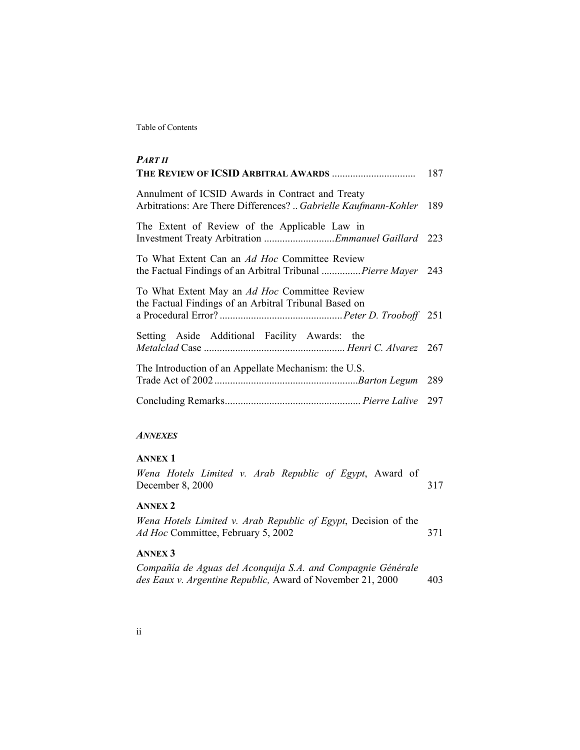### *PART II*

**THE REVIEW OF ICSID ARBITRAL AWARDS** ................................ 187

Annulment of ICSID Awards in Contract and Treaty Arbitrations: Are There Differences? .. *Gabrielle Kaufmann-Kohler* 189

The Extent of Review of the Applicable Law in Investment Treaty Arbitration ...........................*Emmanuel Gaillard* 223

To What Extent Can an *Ad Hoc* Committee Review the Factual Findings of an Arbitral Tribunal ...............*Pierre Mayer* 243

To What Extent May an *Ad Hoc* Committee Review the Factual Findings of an Arbitral Tribunal Based on a Procedural Error? ...............................................*Peter D. Trooboff* 251

Setting Aside Additional Facility Awards: the *Metalclad* Case ...................................................... *Henri C. Alvarez* 267

The Introduction of an Appellate Mechanism: the U.S. Trade Act of 2002.......................................................*Barton Legum* 289

Concluding Remarks.................................................... *Pierre Lalive* 297

### *ANNEXES*

**ANNEX 1**

*Wena Hotels Limited v. Arab Republic of Egypt*, Award of December 8, 2000 317

**ANNEX 2**

*Wena Hotels Limited v. Arab Republic of Egypt*, Decision of the *Ad Hoc* Committee, February 5, 2002 371

**ANNEX 3**

*Compañía de Aguas del Aconquija S.A. and Compagnie Générale des Eaux v. Argentine Republic,* Award of November 21, 2000 403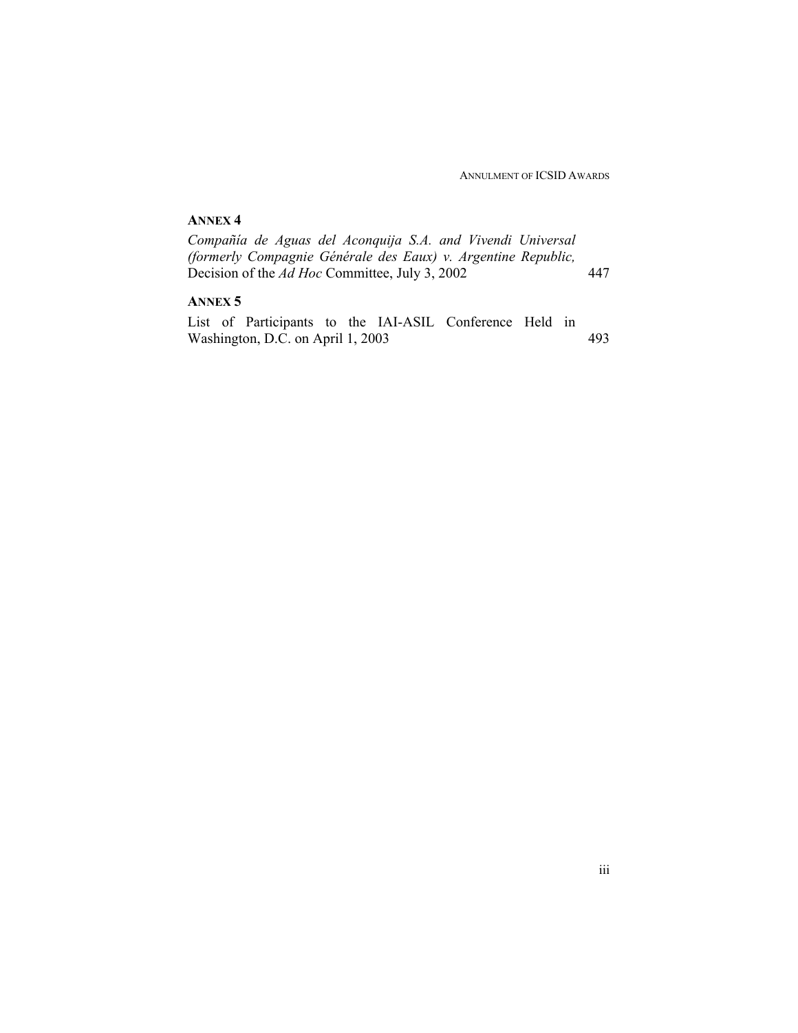**ANNEX 4**

*Compañía de Aguas del Aconquija S.A. and Vivendi Universal (formerly Compagnie Générale des Eaux) v. Argentine Republic,* Decision of the *Ad Hoc* Committee, July 3, 2002 — 447

**ANNEX 5**

List of Participants to the IAI-ASIL Conference Held in Washington, D.C. on April 1, 2003 — 493